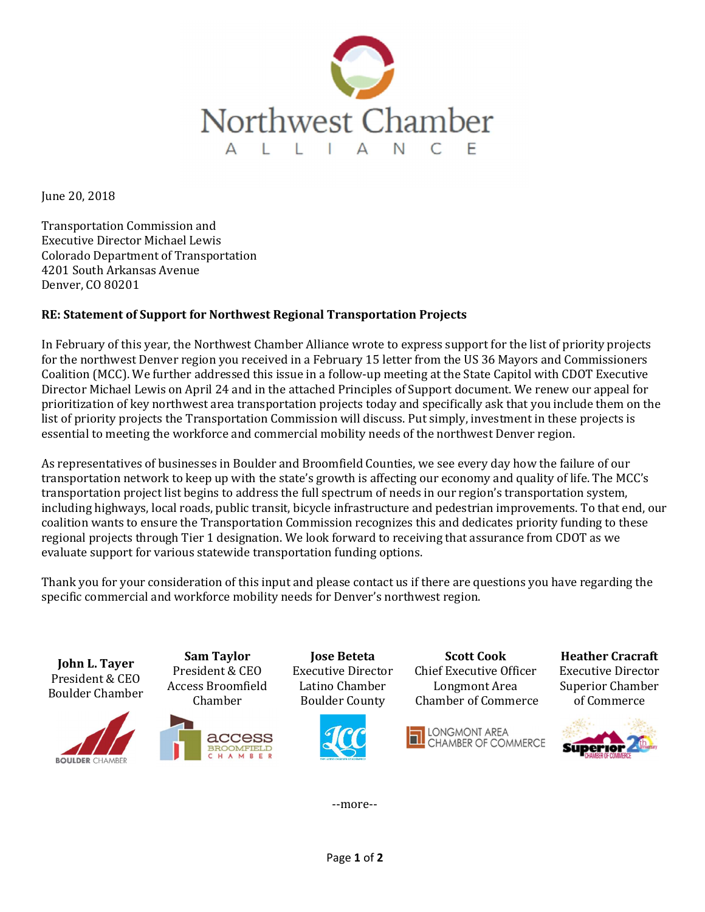**Northwest Chamber Alliance**

June 20, 2018

Transportation Commission and
Executive Director Michael Lewis
Colorado Department of Transportation
4201 South Arkansas Avenue
Denver, CO 80201

**RE: Statement of Support for Northwest Regional Transportation Projects**

In February of this year, the Northwest Chamber Alliance wrote to express support for the list of priority projects for the northwest Denver region you received in a February 15 letter from the US 36 Mayors and Commissioners Coalition (MCC). We further addressed this issue in a follow-up meeting at the State Capitol with CDOT Executive Director Michael Lewis on April 24 and in the attached Principles of Support document. We renew our appeal for prioritization of key northwest area transportation projects today and specifically ask that you include them on the list of priority projects the Transportation Commission will discuss. Put simply, investment in these projects is essential to meeting the workforce and commercial mobility needs of the northwest Denver region.

As representatives of businesses in Boulder and Broomfield Counties, we see every day how the failure of our transportation network to keep up with the state's growth is affecting our economy and quality of life. The MCC's transportation project list begins to address the full spectrum of needs in our region's transportation system, including highways, local roads, public transit, bicycle infrastructure and pedestrian improvements. To that end, our coalition wants to ensure the Transportation Commission recognizes this and dedicates priority funding to these regional projects through Tier 1 designation. We look forward to receiving that assurance from CDOT as we evaluate support for various statewide transportation funding options.

Thank you for your consideration of this input and please contact us if there are questions you have regarding the specific commercial and workforce mobility needs for Denver's northwest region.

| **John L. Tayer** | **Sam Taylor** | **Jose Beteta** | **Scott Cook** | **Heather Cracraft** |
|---|---|---|---|---|
| President & CEO | President & CEO | Executive Director | Chief Executive Officer | Executive Director |
| Boulder Chamber | Access Broomfield Chamber | Latino Chamber Boulder County | Longmont Area Chamber of Commerce | Superior Chamber of Commerce |

--more--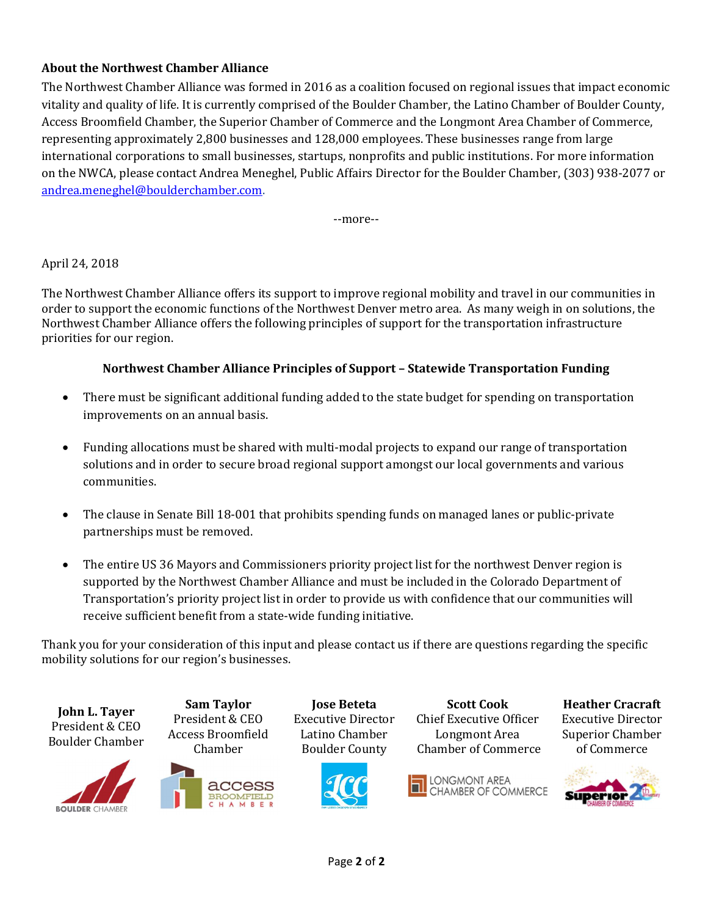**About the Northwest Chamber Alliance**

The Northwest Chamber Alliance was formed in 2016 as a coalition focused on regional issues that impact economic vitality and quality of life. It is currently comprised of the Boulder Chamber, the Latino Chamber of Boulder County, Access Broomfield Chamber, the Superior Chamber of Commerce and the Longmont Area Chamber of Commerce, representing approximately 2,800 businesses and 128,000 employees. These businesses range from large international corporations to small businesses, startups, nonprofits and public institutions. For more information on the NWCA, please contact Andrea Meneghel, Public Affairs Director for the Boulder Chamber, (303) 938-2077 or andrea.meneghel@boulderchamber.com.

--more--

April 24, 2018

The Northwest Chamber Alliance offers its support to improve regional mobility and travel in our communities in order to support the economic functions of the Northwest Denver metro area. As many weigh in on solutions, the Northwest Chamber Alliance offers the following principles of support for the transportation infrastructure priorities for our region.

**Northwest Chamber Alliance Principles of Support – Statewide Transportation Funding**

- There must be significant additional funding added to the state budget for spending on transportation improvements on an annual basis.
- Funding allocations must be shared with multi-modal projects to expand our range of transportation solutions and in order to secure broad regional support amongst our local governments and various communities.
- The clause in Senate Bill 18-001 that prohibits spending funds on managed lanes or public-private partnerships must be removed.
- The entire US 36 Mayors and Commissioners priority project list for the northwest Denver region is supported by the Northwest Chamber Alliance and must be included in the Colorado Department of Transportation's priority project list in order to provide us with confidence that our communities will receive sufficient benefit from a state-wide funding initiative.

Thank you for your consideration of this input and please contact us if there are questions regarding the specific mobility solutions for our region's businesses.

**John L. Tayer**
President & CEO
Boulder Chamber

**Sam Taylor**
President & CEO
Access Broomfield Chamber

**Jose Beteta**
Executive Director
Latino Chamber Boulder County

**Scott Cook**
Chief Executive Officer
Longmont Area Chamber of Commerce

**Heather Cracraft**
Executive Director
Superior Chamber of Commerce